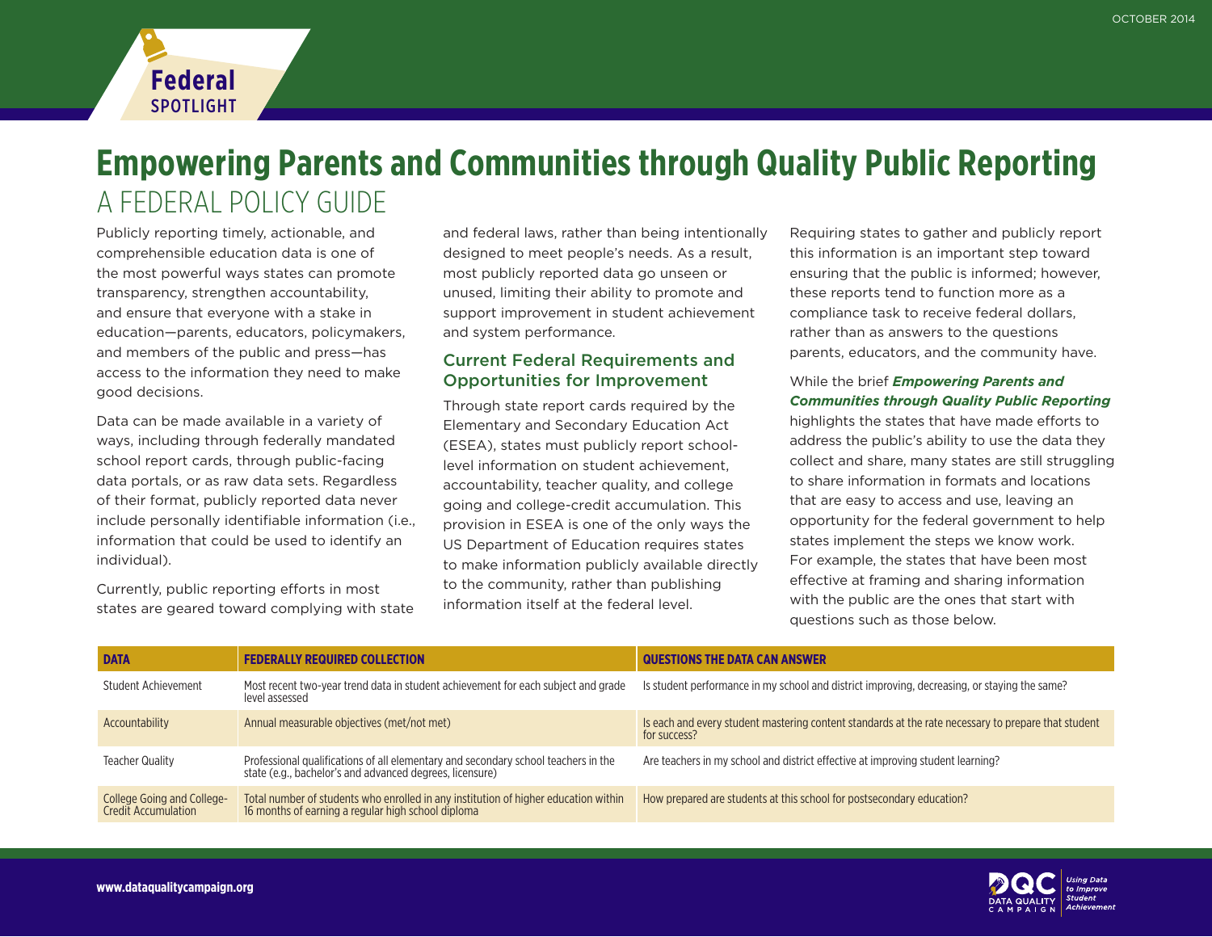Federal SPOTLIGHT

OCTOBER 2014

# Empowering Parents and Communities through Quality Public Reporting

## A FEDERAL POLICY GUIDE

Publicly reporting timely, actionable, and comprehensible education data is one of the most powerful ways states can promote transparency, strengthen accountability, and ensure that everyone with a stake in education—parents, educators, policymakers, and members of the public and press—has access to the information they need to make good decisions.

Data can be made available in a variety of ways, including through federally mandated school report cards, through public-facing data portals, or as raw data sets. Regardless of their format, publicly reported data never include personally identifiable information (i.e., information that could be used to identify an individual).

Currently, public reporting efforts in most states are geared toward complying with state and federal laws, rather than being intentionally designed to meet people's needs. As a result, most publicly reported data go unseen or unused, limiting their ability to promote and support improvement in student achievement and system performance.

### Current Federal Requirements and Opportunities for Improvement

Through state report cards required by the Elementary and Secondary Education Act (ESEA), states must publicly report school-level information on student achievement, accountability, teacher quality, and college going and college-credit accumulation. This provision in ESEA is one of the only ways the US Department of Education requires states to make information publicly available directly to the community, rather than publishing information itself at the federal level.

Requiring states to gather and publicly report this information is an important step toward ensuring that the public is informed; however, these reports tend to function more as a compliance task to receive federal dollars, rather than as answers to the questions parents, educators, and the community have.

While the brief ***Empowering Parents and Communities through Quality Public Reporting*** highlights the states that have made efforts to address the public's ability to use the data they collect and share, many states are still struggling to share information in formats and locations that are easy to access and use, leaving an opportunity for the federal government to help states implement the steps we know work. For example, the states that have been most effective at framing and sharing information with the public are the ones that start with questions such as those below.

| DATA | FEDERALLY REQUIRED COLLECTION | QUESTIONS THE DATA CAN ANSWER |
|---|---|---|
| Student Achievement | Most recent two-year trend data in student achievement for each subject and grade level assessed | Is student performance in my school and district improving, decreasing, or staying the same? |
| Accountability | Annual measurable objectives (met/not met) | Is each and every student mastering content standards at the rate necessary to prepare that student for success? |
| Teacher Quality | Professional qualifications of all elementary and secondary school teachers in the state (e.g., bachelor's and advanced degrees, licensure) | Are teachers in my school and district effective at improving student learning? |
| College Going and College-Credit Accumulation | Total number of students who enrolled in any institution of higher education within 16 months of earning a regular high school diploma | How prepared are students at this school for postsecondary education? |

www.dataqualitycampaign.org

DQC DATA QUALITY CAMPAIGN — Using Data to Improve Student Achievement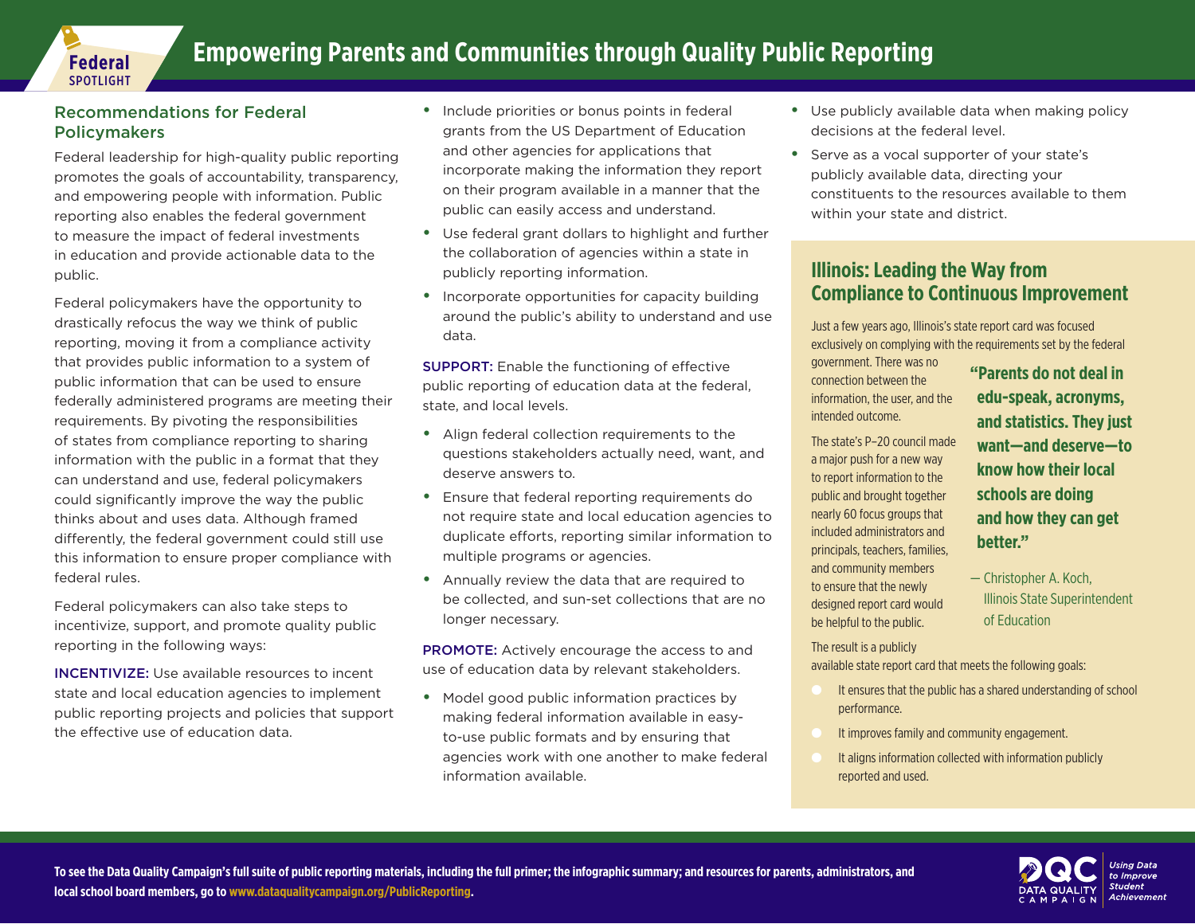**Federal SPOTLIGHT**

# Empowering Parents and Communities through Quality Public Reporting

## Recommendations for Federal Policymakers

Federal leadership for high-quality public reporting promotes the goals of accountability, transparency, and empowering people with information. Public reporting also enables the federal government to measure the impact of federal investments in education and provide actionable data to the public.

Federal policymakers have the opportunity to drastically refocus the way we think of public reporting, moving it from a compliance activity that provides public information to a system of public information that can be used to ensure federally administered programs are meeting their requirements. By pivoting the responsibilities of states from compliance reporting to sharing information with the public in a format that they can understand and use, federal policymakers could significantly improve the way the public thinks about and uses data. Although framed differently, the federal government could still use this information to ensure proper compliance with federal rules.

Federal policymakers can also take steps to incentivize, support, and promote quality public reporting in the following ways:

**INCENTIVIZE:** Use available resources to incent state and local education agencies to implement public reporting projects and policies that support the effective use of education data.

- Include priorities or bonus points in federal grants from the US Department of Education and other agencies for applications that incorporate making the information they report on their program available in a manner that the public can easily access and understand.
- Use federal grant dollars to highlight and further the collaboration of agencies within a state in publicly reporting information.
- Incorporate opportunities for capacity building around the public's ability to understand and use data.

**SUPPORT:** Enable the functioning of effective public reporting of education data at the federal, state, and local levels.

- Align federal collection requirements to the questions stakeholders actually need, want, and deserve answers to.
- Ensure that federal reporting requirements do not require state and local education agencies to duplicate efforts, reporting similar information to multiple programs or agencies.
- Annually review the data that are required to be collected, and sun-set collections that are no longer necessary.

**PROMOTE:** Actively encourage the access to and use of education data by relevant stakeholders.

- Model good public information practices by making federal information available in easy-to-use public formats and by ensuring that agencies work with one another to make federal information available.
- Use publicly available data when making policy decisions at the federal level.
- Serve as a vocal supporter of your state's publicly available data, directing your constituents to the resources available to them within your state and district.

## Illinois: Leading the Way from Compliance to Continuous Improvement

Just a few years ago, Illinois's state report card was focused exclusively on complying with the requirements set by the federal government. There was no connection between the information, the user, and the intended outcome.

The state's P–20 council made a major push for a new way to report information to the public and brought together nearly 60 focus groups that included administrators and principals, teachers, families, and community members to ensure that the newly designed report card would be helpful to the public.

**"Parents do not deal in edu-speak, acronyms, and statistics. They just want—and deserve—to know how their local schools are doing and how they can get better."**

— Christopher A. Koch, Illinois State Superintendent of Education

The result is a publicly available state report card that meets the following goals:

- It ensures that the public has a shared understanding of school performance.
- It improves family and community engagement.
- It aligns information collected with information publicly reported and used.

**To see the Data Quality Campaign's full suite of public reporting materials, including the full primer; the infographic summary; and resources for parents, administrators, and local school board members, go to www.dataqualitycampaign.org/PublicReporting.**

DQC DATA QUALITY CAMPAIGN — *Using Data to Improve Student Achievement*